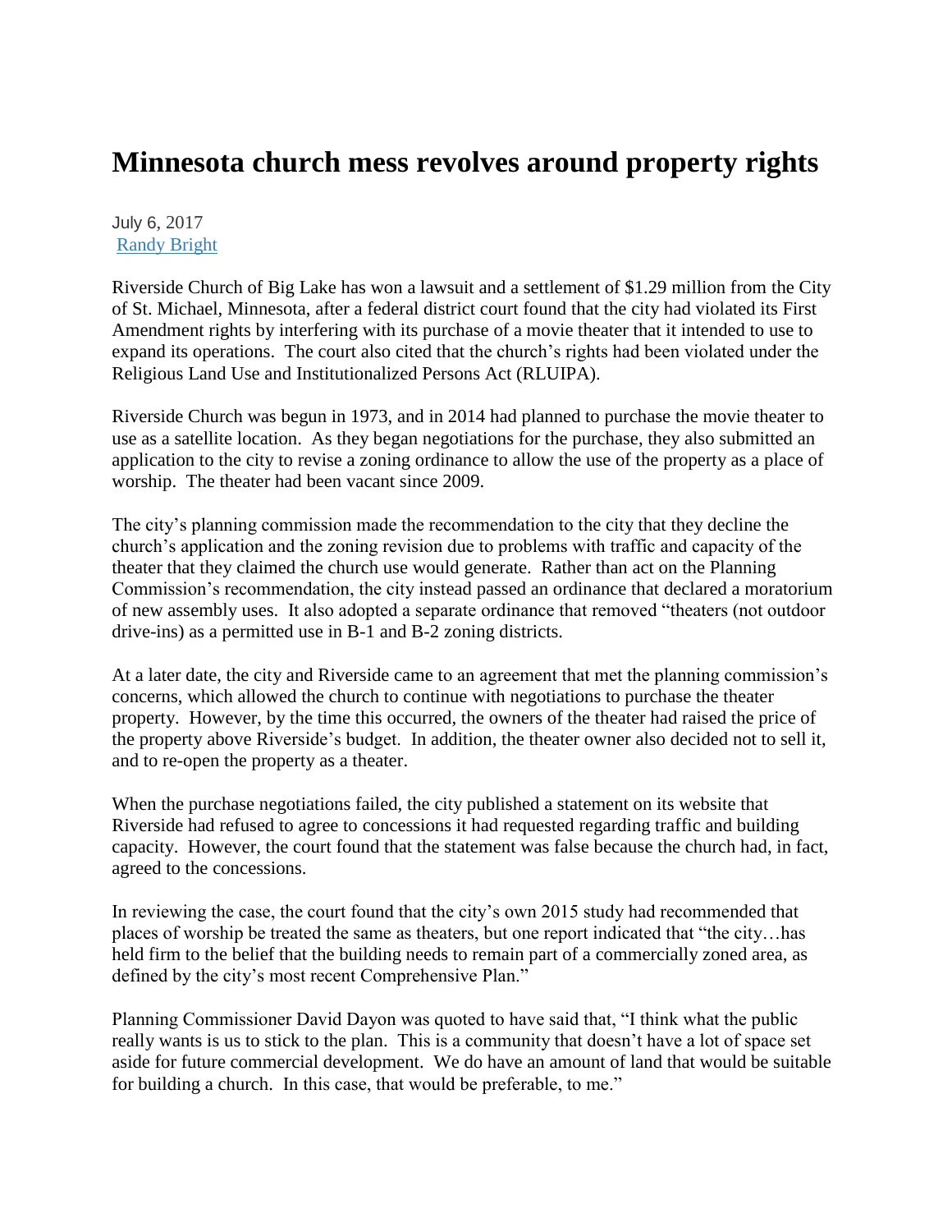# Minnesota church mess revolves around property rights

July 6, 2017
Randy Bright

Riverside Church of Big Lake has won a lawsuit and a settlement of $1.29 million from the City of St. Michael, Minnesota, after a federal district court found that the city had violated its First Amendment rights by interfering with its purchase of a movie theater that it intended to use to expand its operations. The court also cited that the church's rights had been violated under the Religious Land Use and Institutionalized Persons Act (RLUIPA).

Riverside Church was begun in 1973, and in 2014 had planned to purchase the movie theater to use as a satellite location. As they began negotiations for the purchase, they also submitted an application to the city to revise a zoning ordinance to allow the use of the property as a place of worship. The theater had been vacant since 2009.

The city's planning commission made the recommendation to the city that they decline the church's application and the zoning revision due to problems with traffic and capacity of the theater that they claimed the church use would generate. Rather than act on the Planning Commission's recommendation, the city instead passed an ordinance that declared a moratorium of new assembly uses. It also adopted a separate ordinance that removed "theaters (not outdoor drive-ins) as a permitted use in B-1 and B-2 zoning districts.

At a later date, the city and Riverside came to an agreement that met the planning commission's concerns, which allowed the church to continue with negotiations to purchase the theater property. However, by the time this occurred, the owners of the theater had raised the price of the property above Riverside's budget. In addition, the theater owner also decided not to sell it, and to re-open the property as a theater.

When the purchase negotiations failed, the city published a statement on its website that Riverside had refused to agree to concessions it had requested regarding traffic and building capacity. However, the court found that the statement was false because the church had, in fact, agreed to the concessions.

In reviewing the case, the court found that the city's own 2015 study had recommended that places of worship be treated the same as theaters, but one report indicated that "the city…has held firm to the belief that the building needs to remain part of a commercially zoned area, as defined by the city's most recent Comprehensive Plan."

Planning Commissioner David Dayon was quoted to have said that, "I think what the public really wants is us to stick to the plan. This is a community that doesn't have a lot of space set aside for future commercial development. We do have an amount of land that would be suitable for building a church. In this case, that would be preferable, to me."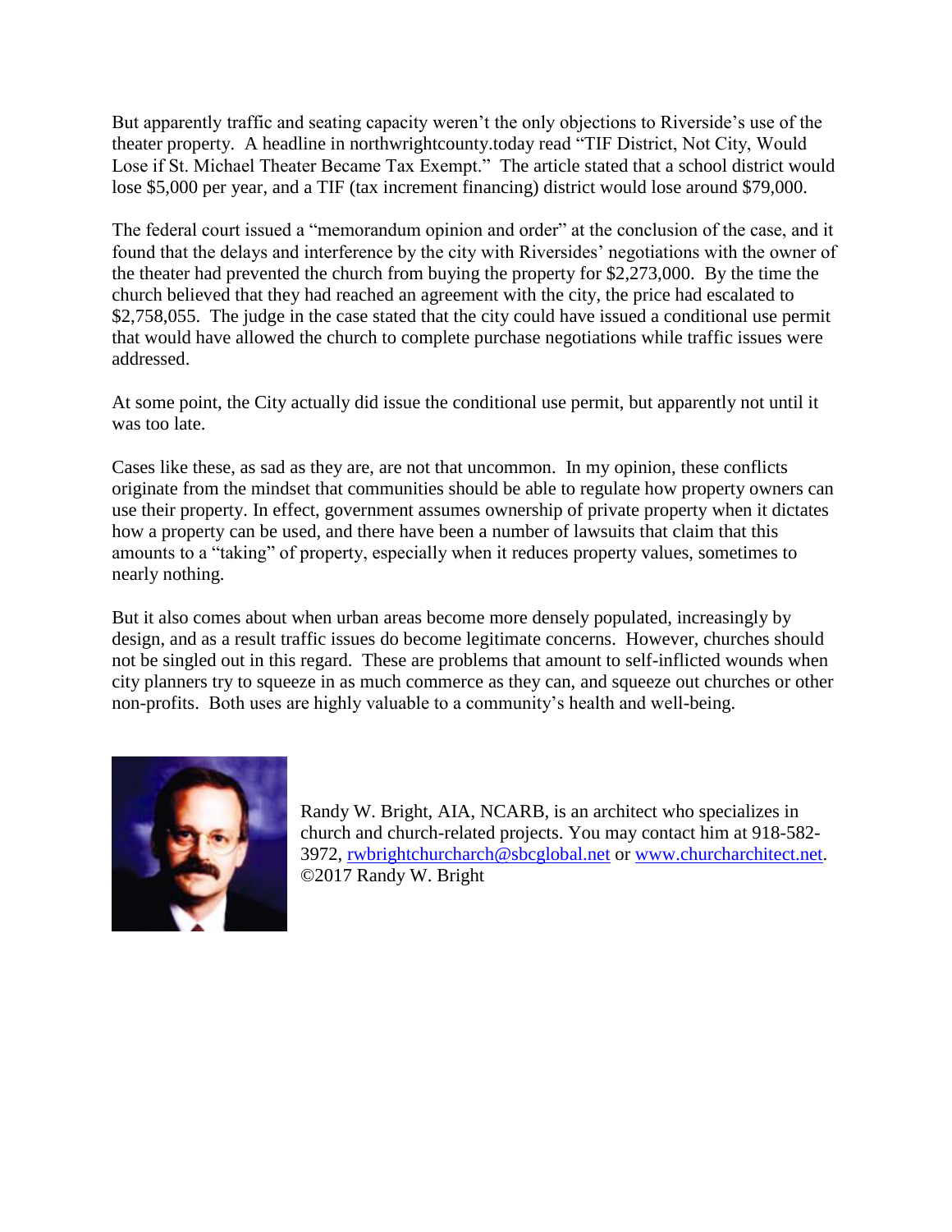But apparently traffic and seating capacity weren't the only objections to Riverside's use of the theater property. A headline in northwrightcounty.today read "TIF District, Not City, Would Lose if St. Michael Theater Became Tax Exempt." The article stated that a school district would lose $5,000 per year, and a TIF (tax increment financing) district would lose around $79,000.

The federal court issued a "memorandum opinion and order" at the conclusion of the case, and it found that the delays and interference by the city with Riversides' negotiations with the owner of the theater had prevented the church from buying the property for $2,273,000. By the time the church believed that they had reached an agreement with the city, the price had escalated to $2,758,055. The judge in the case stated that the city could have issued a conditional use permit that would have allowed the church to complete purchase negotiations while traffic issues were addressed.

At some point, the City actually did issue the conditional use permit, but apparently not until it was too late.

Cases like these, as sad as they are, are not that uncommon. In my opinion, these conflicts originate from the mindset that communities should be able to regulate how property owners can use their property. In effect, government assumes ownership of private property when it dictates how a property can be used, and there have been a number of lawsuits that claim that this amounts to a "taking" of property, especially when it reduces property values, sometimes to nearly nothing.

But it also comes about when urban areas become more densely populated, increasingly by design, and as a result traffic issues do become legitimate concerns. However, churches should not be singled out in this regard. These are problems that amount to self-inflicted wounds when city planners try to squeeze in as much commerce as they can, and squeeze out churches or other non-profits. Both uses are highly valuable to a community's health and well-being.

Randy W. Bright, AIA, NCARB, is an architect who specializes in church and church-related projects. You may contact him at 918-582-3972, rwbrightchurcharch@sbcglobal.net or www.churcharchitect.net. ©2017 Randy W. Bright